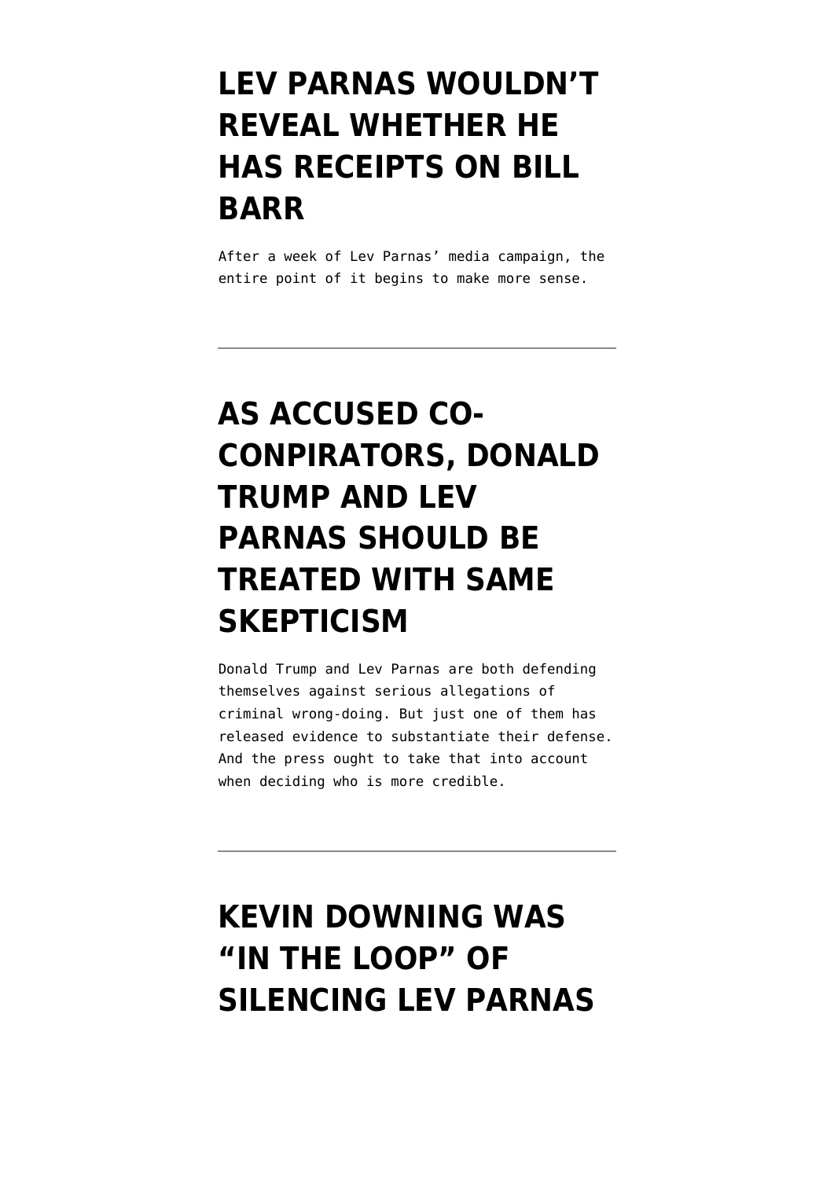# LEV PARNAS WOULDN'T REVEAL WHETHER HE HAS RECEIPTS ON BILL BARR

After a week of Lev Parnas' media campaign, the entire point of it begins to make more sense.

---

# AS ACCUSED CO-CONPIRATORS, DONALD TRUMP AND LEV PARNAS SHOULD BE TREATED WITH SAME SKEPTICISM

Donald Trump and Lev Parnas are both defending themselves against serious allegations of criminal wrong-doing. But just one of them has released evidence to substantiate their defense. And the press ought to take that into account when deciding who is more credible.

---

# KEVIN DOWNING WAS "IN THE LOOP" OF SILENCING LEV PARNAS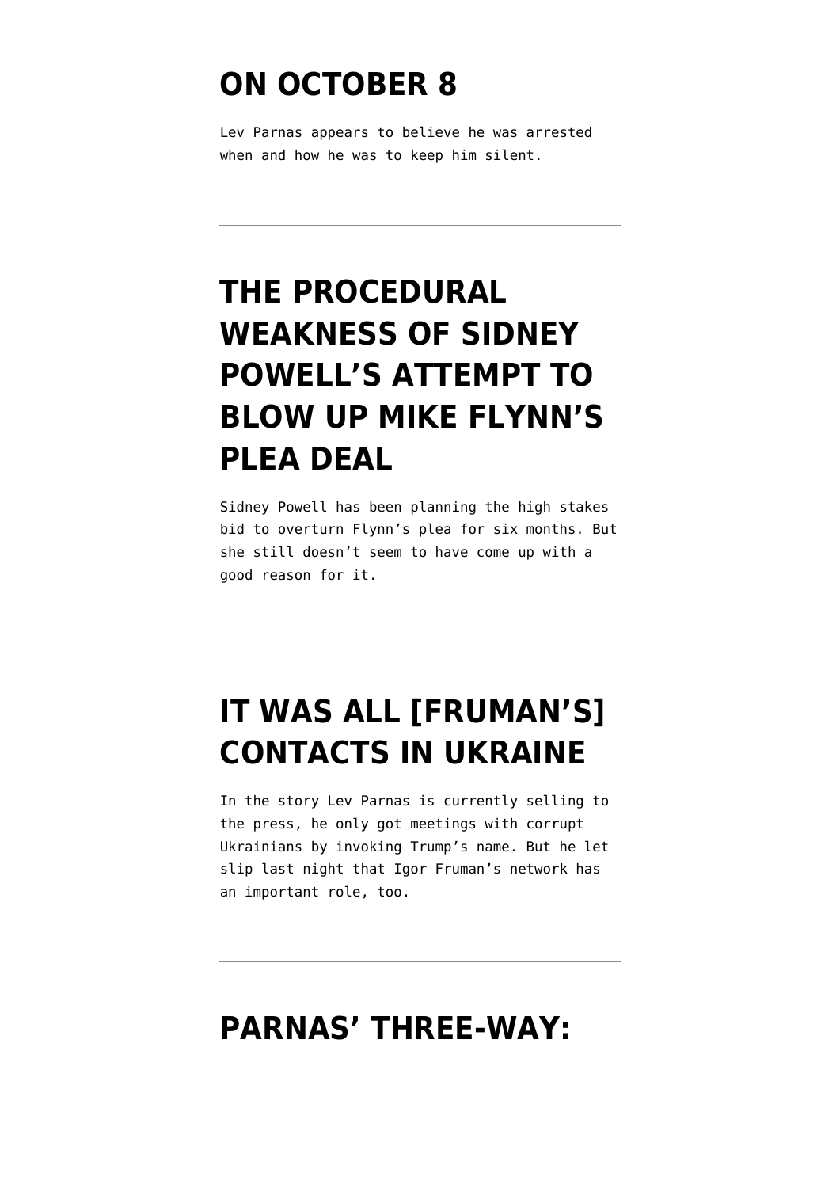## ON OCTOBER 8

Lev Parnas appears to believe he was arrested when and how he was to keep him silent.

---

## THE PROCEDURAL WEAKNESS OF SIDNEY POWELL'S ATTEMPT TO BLOW UP MIKE FLYNN'S PLEA DEAL

Sidney Powell has been planning the high stakes bid to overturn Flynn's plea for six months. But she still doesn't seem to have come up with a good reason for it.

---

## IT WAS ALL [FRUMAN'S] CONTACTS IN UKRAINE

In the story Lev Parnas is currently selling to the press, he only got meetings with corrupt Ukrainians by invoking Trump's name. But he let slip last night that Igor Fruman's network has an important role, too.

---

## PARNAS' THREE-WAY: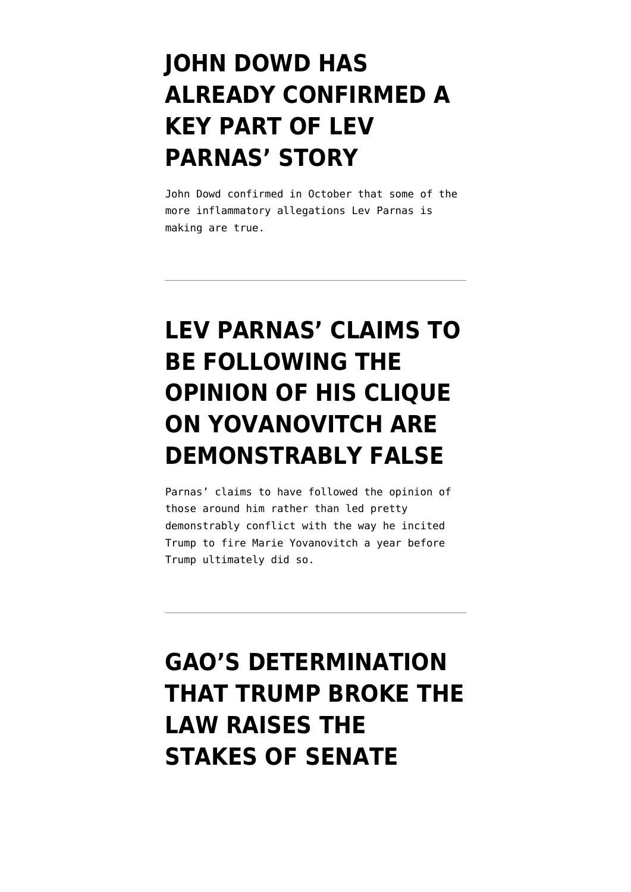# JOHN DOWD HAS ALREADY CONFIRMED A KEY PART OF LEV PARNAS' STORY

John Dowd confirmed in October that some of the more inflammatory allegations Lev Parnas is making are true.

---

# LEV PARNAS' CLAIMS TO BE FOLLOWING THE OPINION OF HIS CLIQUE ON YOVANOVITCH ARE DEMONSTRABLY FALSE

Parnas' claims to have followed the opinion of those around him rather than led pretty demonstrably conflict with the way he incited Trump to fire Marie Yovanovitch a year before Trump ultimately did so.

---

# GAO'S DETERMINATION THAT TRUMP BROKE THE LAW RAISES THE STAKES OF SENATE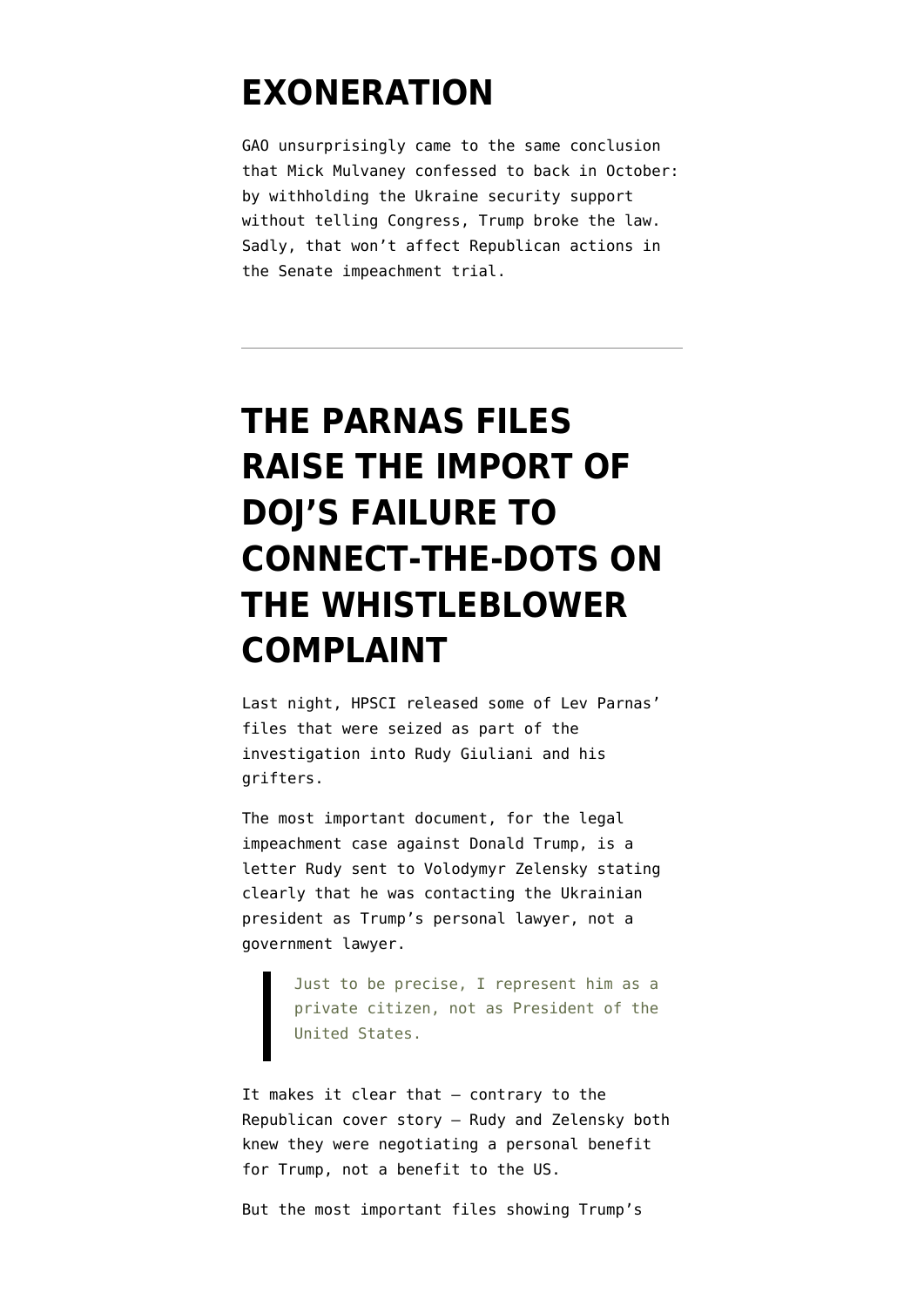# EXONERATION

GAO unsurprisingly came to the same conclusion that Mick Mulvaney confessed to back in October: by withholding the Ukraine security support without telling Congress, Trump broke the law. Sadly, that won't affect Republican actions in the Senate impeachment trial.

---

# THE PARNAS FILES RAISE THE IMPORT OF DOJ'S FAILURE TO CONNECT-THE-DOTS ON THE WHISTLEBLOWER COMPLAINT

Last night, HPSCI released some of Lev Parnas' files that were seized as part of the investigation into Rudy Giuliani and his grifters.

The most important document, for the legal impeachment case against Donald Trump, is a letter Rudy sent to Volodymyr Zelensky stating clearly that he was contacting the Ukrainian president as Trump's personal lawyer, not a government lawyer.

> Just to be precise, I represent him as a private citizen, not as President of the United States.

It makes it clear that — contrary to the Republican cover story — Rudy and Zelensky both knew they were negotiating a personal benefit for Trump, not a benefit to the US.

But the most important files showing Trump's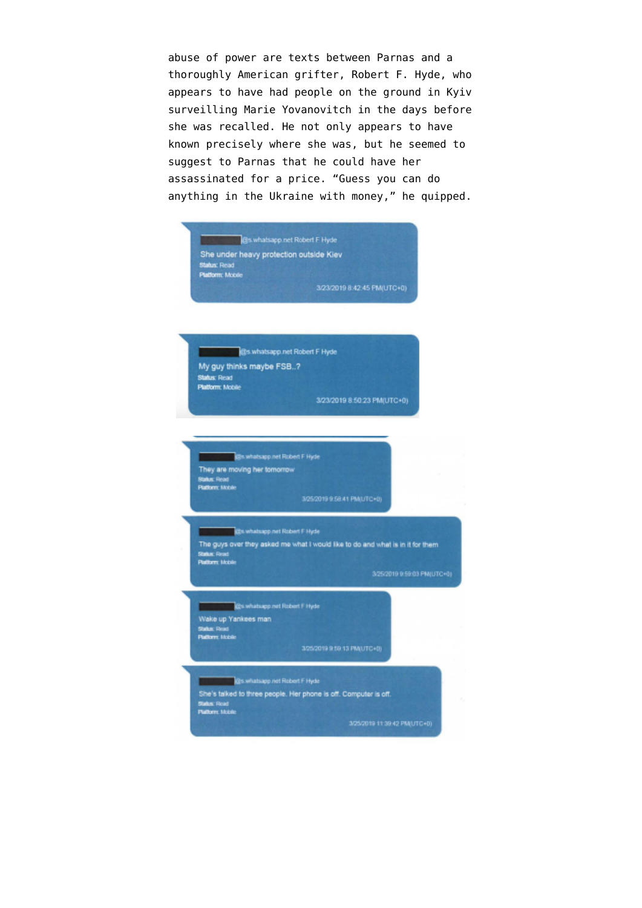abuse of power are texts between Parnas and a thoroughly American grifter, Robert F. Hyde, who appears to have had people on the ground in Kyiv surveilling Marie Yovanovitch in the days before she was recalled. He not only appears to have known precisely where she was, but he seemed to suggest to Parnas that he could have her assassinated for a price. "Guess you can do anything in the Ukraine with money," he quipped.

[REDACTED]@s.whatsapp.net Robert F Hyde
She under heavy protection outside Kiev
Status: Read
Platform: Mobile
3/23/2019 8:42:45 PM(UTC+0)

[REDACTED]@s.whatsapp.net Robert F Hyde
My guy thinks maybe FSB..?
Status: Read
Platform: Mobile
3/23/2019 8:50:23 PM(UTC+0)

[REDACTED]@s.whatsapp.net Robert F Hyde
They are moving her tomorrow
Status: Read
Platform: Mobile
3/25/2019 9:58:41 PM(UTC+0)

[REDACTED]@s.whatsapp.net Robert F Hyde
The guys over they asked me what I would like to do and what is in it for them
Status: Read
Platform: Mobile
3/25/2019 9:59:03 PM(UTC+0)

[REDACTED]@s.whatsapp.net Robert F Hyde
Wake up Yankees man
Status: Read
Platform: Mobile
3/25/2019 9:59:13 PM(UTC+0)

[REDACTED]@s.whatsapp.net Robert F Hyde
She's talked to three people. Her phone is off. Computer is off.
Status: Read
Platform: Mobile
3/25/2019 11:39:42 PM(UTC+0)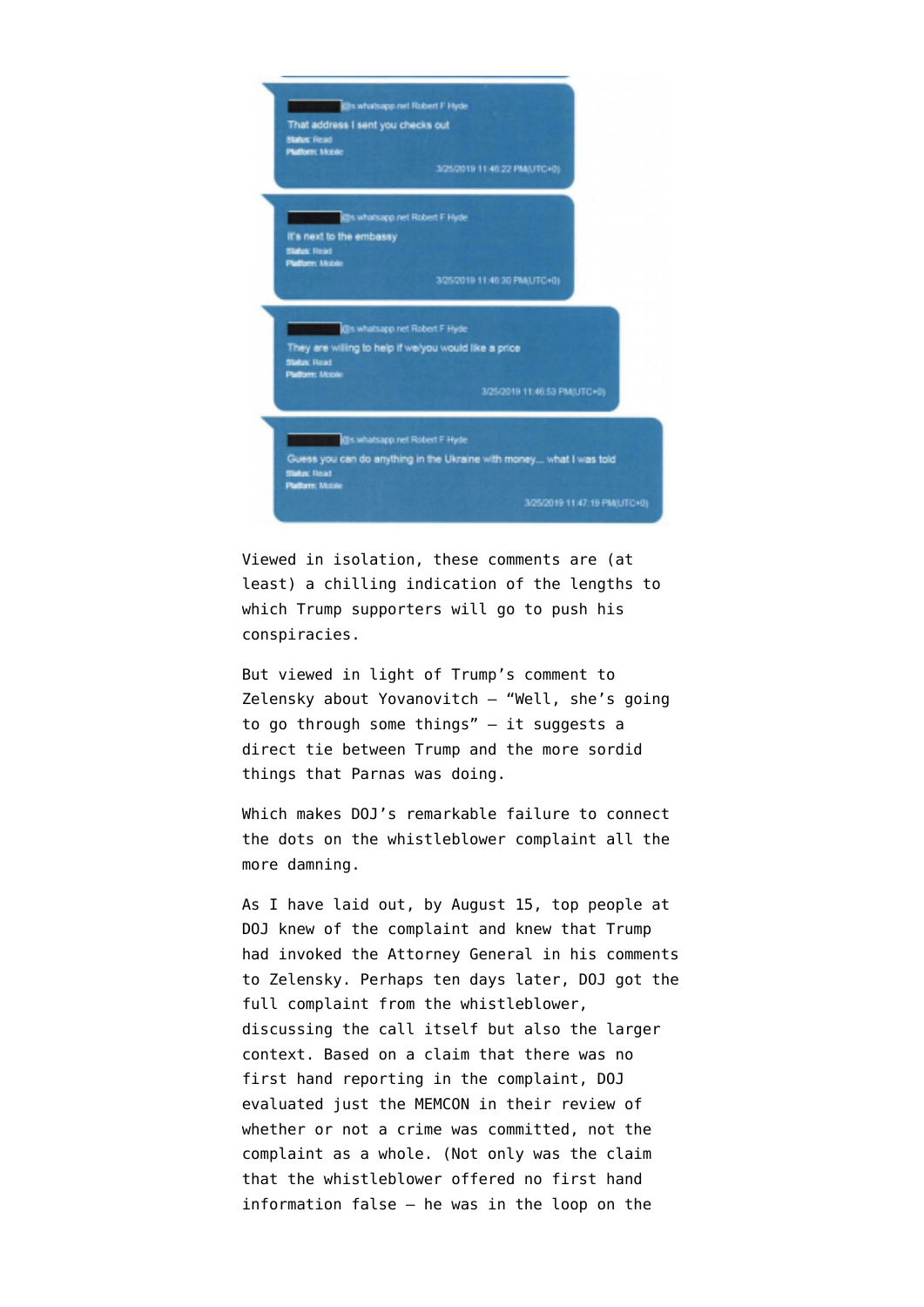[redacted]@s.whatsapp.net Robert F Hyde
That address I sent you checks out
Status: Read
Platform: Mobile
3/25/2019 11:46:22 PM(UTC+0)

[redacted]@s.whatsapp.net Robert F Hyde
It's next to the embassy
Status: Read
Platform: Mobile
3/25/2019 11:46:30 PM(UTC+0)

[redacted]@s.whatsapp.net Robert F Hyde
They are willing to help if we/you would like a price
Status: Read
Platform: Mobile
3/25/2019 11:46:53 PM(UTC+0)

[redacted]@s.whatsapp.net Robert F Hyde
Guess you can do anything in the Ukraine with money... what I was told
Status: Read
Platform: Mobile
3/25/2019 11:47:19 PM(UTC+0)

Viewed in isolation, these comments are (at least) a chilling indication of the lengths to which Trump supporters will go to push his conspiracies.

But viewed in light of Trump's comment to Zelensky about Yovanovitch — "Well, she's going to go through some things" — it suggests a direct tie between Trump and the more sordid things that Parnas was doing.

Which makes DOJ's remarkable failure to connect the dots on the whistleblower complaint all the more damning.

As I have laid out, by August 15, top people at DOJ knew of the complaint and knew that Trump had invoked the Attorney General in his comments to Zelensky. Perhaps ten days later, DOJ got the full complaint from the whistleblower, discussing the call itself but also the larger context. Based on a claim that there was no first hand reporting in the complaint, DOJ evaluated just the MEMCON in their review of whether or not a crime was committed, not the complaint as a whole. (Not only was the claim that the whistleblower offered no first hand information false — he was in the loop on the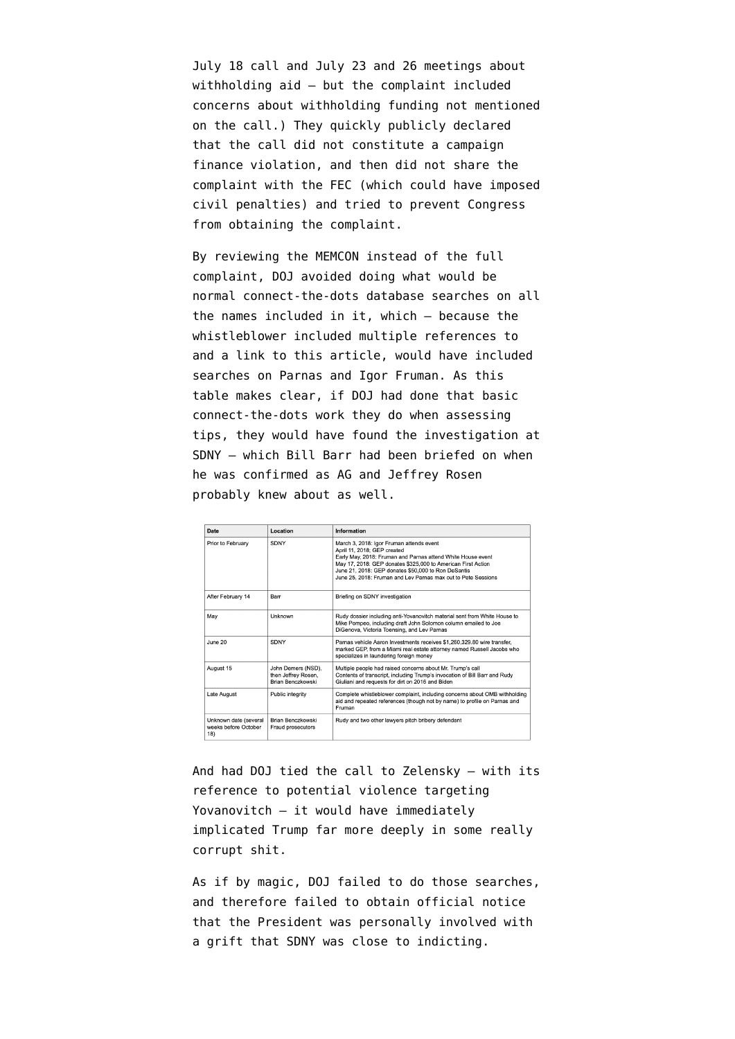July 18 call and July 23 and 26 meetings about withholding aid — but the complaint included concerns about withholding funding not mentioned on the call.) They quickly publicly declared that the call did not constitute a campaign finance violation, and then did not share the complaint with the FEC (which could have imposed civil penalties) and tried to prevent Congress from obtaining the complaint.

By reviewing the MEMCON instead of the full complaint, DOJ avoided doing what would be normal connect-the-dots database searches on all the names included in it, which — because the whistleblower included multiple references to and a link to this article, would have included searches on Parnas and Igor Fruman. As this table makes clear, if DOJ had done that basic connect-the-dots work they do when assessing tips, they would have found the investigation at SDNY — which Bill Barr had been briefed on when he was confirmed as AG and Jeffrey Rosen probably knew about as well.

| Date | Location | Information |
|---|---|---|
| Prior to February | SDNY | March 3, 2018: Igor Fruman attends event<br>April 11, 2018: GEP created<br>Early May, 2018: Fruman and Parnas attend White House event<br>May 17, 2018: GEP donates $325,000 to American First Action<br>June 21, 2018: GEP donates $50,000 to Ron DeSantis<br>June 25, 2018: Fruman and Lev Parnas max out to Pete Sessions |
| After February 14 | Barr | Briefing on SDNY investigation |
| May | Unknown | Rudy dossier including anti-Yovanovitch material sent from White House to Mike Pompeo, including draft John Solomon column emailed to Joe DiGenova, Victoria Toensing, and Lev Parnas |
| June 20 | SDNY | Parnas vehicle Aaron Investments receives $1,260,329.80 wire transfer, marked GEP, from a Miami real estate attorney named Russell Jacobs who specializes in laundering foreign money |
| August 15 | John Demers (NSD), then Jeffrey Rosen, Brian Benczkowski | Multiple people had raised concerns about Mr. Trump's call<br>Contents of transcript, including Trump's invocation of Bill Barr and Rudy Giuliani and requests for dirt on 2016 and Biden |
| Late August | Public integrity | Complete whistleblower complaint, including concerns about OMB withholding aid and repeated references (though not by name) to profile on Parnas and Fruman |
| Unknown date (several weeks before October 18) | Brian Benczkowski<br>Fraud prosecutors | Rudy and two other lawyers pitch bribery defendant |

And had DOJ tied the call to Zelensky — with its reference to potential violence targeting Yovanovitch — it would have immediately implicated Trump far more deeply in some really corrupt shit.

As if by magic, DOJ failed to do those searches, and therefore failed to obtain official notice that the President was personally involved with a grift that SDNY was close to indicting.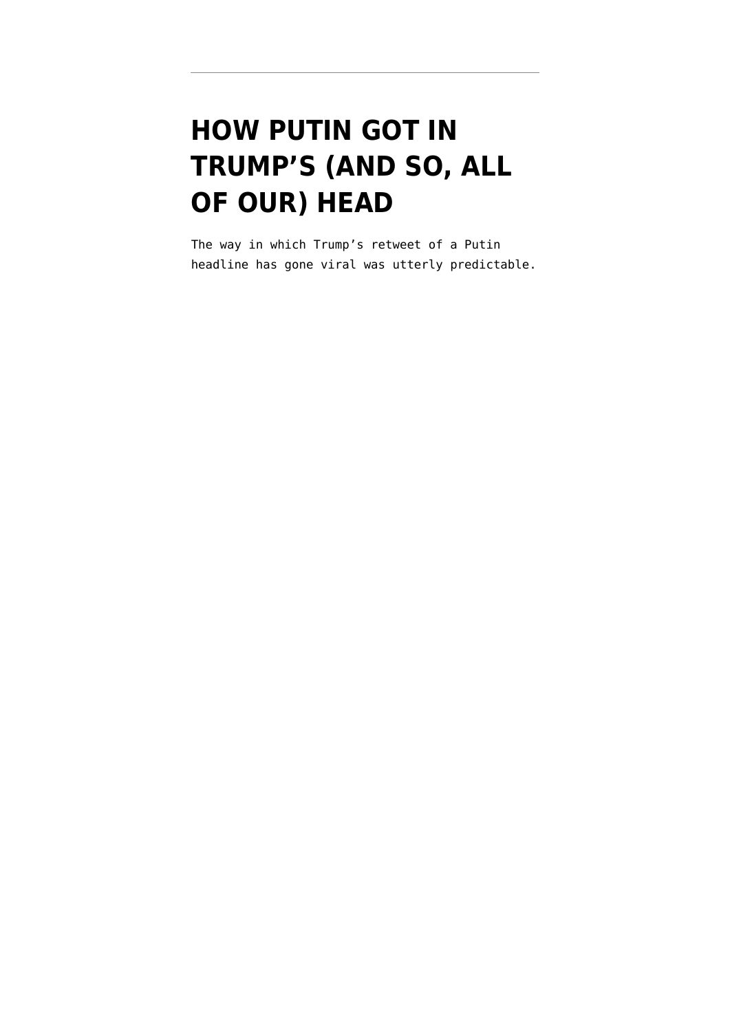# HOW PUTIN GOT IN TRUMP'S (AND SO, ALL OF OUR) HEAD

The way in which Trump's retweet of a Putin headline has gone viral was utterly predictable.